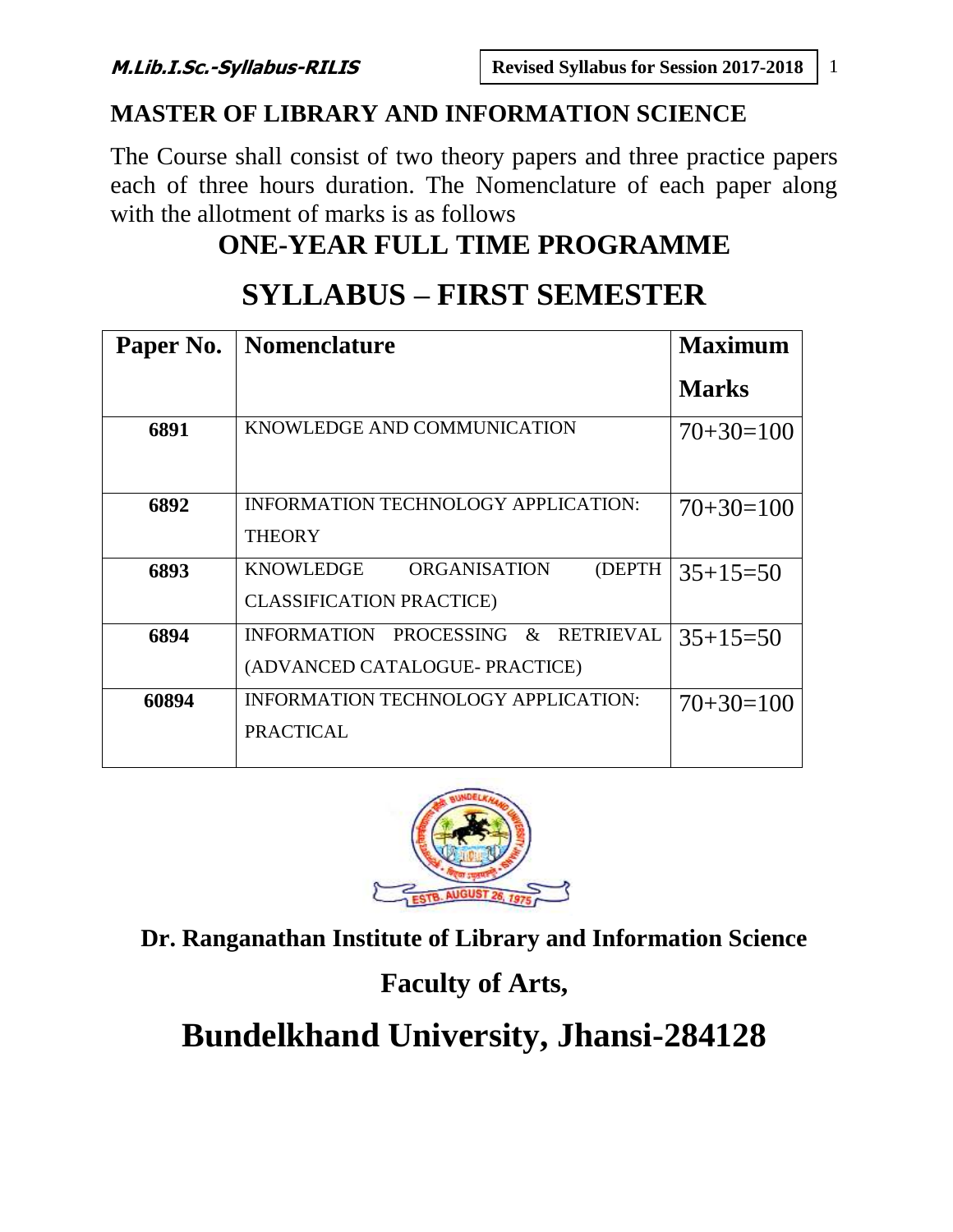# MASTER OF LIBRARY AND INFORMATION SCIENCE

The Course shall consist of two theory papers and three practice papers each of three hours duration. The Nomenclature of each paper along with the allotment of marks is as follows

## ONE-YEAR FULL TIME PROGRAMME

## SYLLABUS – FIRST SEMESTER

| Paper No. | Nomenclature | Maximum Marks |
|---|---|---|
| 6891 | KNOWLEDGE AND COMMUNICATION | 70+30=100 |
| 6892 | INFORMATION TECHNOLOGY APPLICATION: THEORY | 70+30=100 |
| 6893 | KNOWLEDGE ORGANISATION (DEPTH CLASSIFICATION PRACTICE) | 35+15=50 |
| 6894 | INFORMATION PROCESSING & RETRIEVAL (ADVANCED CATALOGUE- PRACTICE) | 35+15=50 |
| 60894 | INFORMATION TECHNOLOGY APPLICATION: PRACTICAL | 70+30=100 |

**Dr. Ranganathan Institute of Library and Information Science**

**Faculty of Arts,**

# Bundelkhand University, Jhansi-284128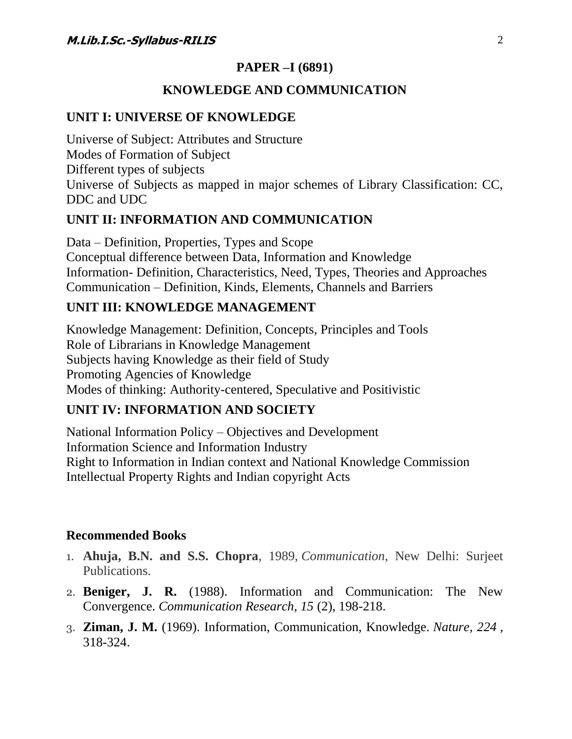## PAPER –I (6891)

## KNOWLEDGE AND COMMUNICATION

### UNIT I: UNIVERSE OF KNOWLEDGE

Universe of Subject: Attributes and Structure
Modes of Formation of Subject
Different types of subjects
Universe of Subjects as mapped in major schemes of Library Classification: CC, DDC and UDC

### UNIT II: INFORMATION AND COMMUNICATION

Data – Definition, Properties, Types and Scope
Conceptual difference between Data, Information and Knowledge
Information- Definition, Characteristics, Need, Types, Theories and Approaches
Communication – Definition, Kinds, Elements, Channels and Barriers

### UNIT III: KNOWLEDGE MANAGEMENT

Knowledge Management: Definition, Concepts, Principles and Tools
Role of Librarians in Knowledge Management
Subjects having Knowledge as their field of Study
Promoting Agencies of Knowledge
Modes of thinking: Authority-centered, Speculative and Positivistic

### UNIT IV: INFORMATION AND SOCIETY

National Information Policy – Objectives and Development
Information Science and Information Industry
Right to Information in Indian context and National Knowledge Commission
Intellectual Property Rights and Indian copyright Acts

**Recommended Books**

1. **Ahuja, B.N. and S.S. Chopra**, 1989, *Communication*, New Delhi: Surjeet Publications.
2. **Beniger, J. R.** (1988). Information and Communication: The New Convergence. *Communication Research, 15* (2), 198-218.
3. **Ziman, J. M.** (1969). Information, Communication, Knowledge. *Nature, 224* , 318-324.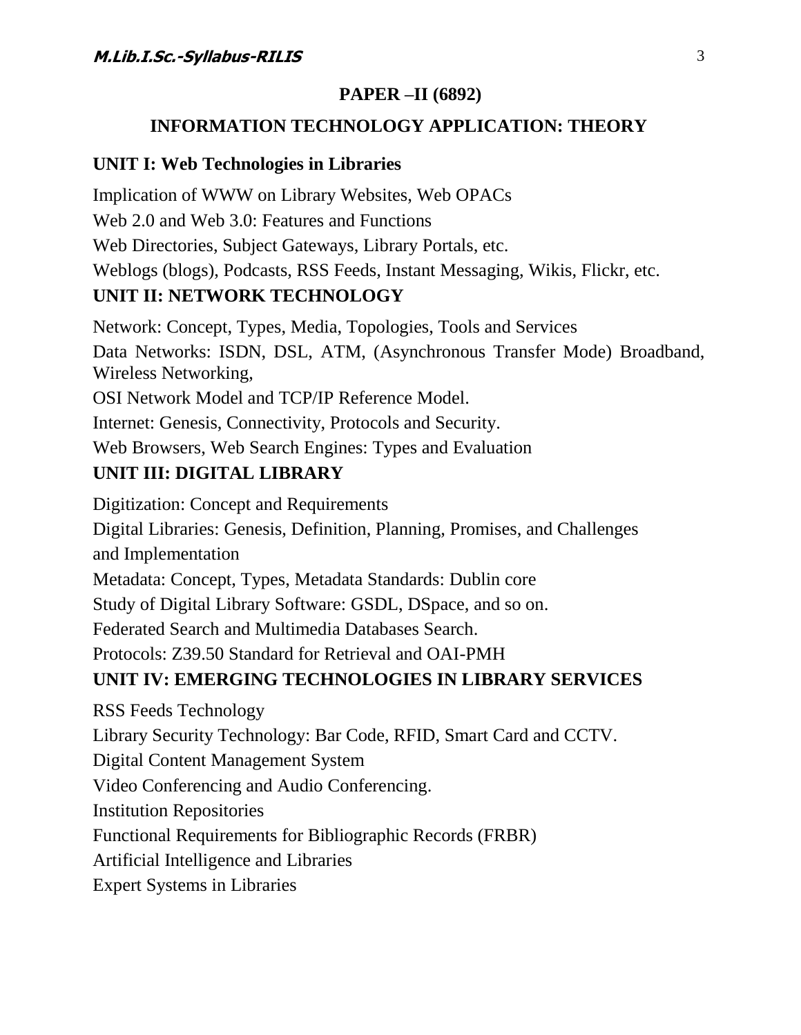## PAPER –II (6892)

## INFORMATION TECHNOLOGY APPLICATION: THEORY

### UNIT I: Web Technologies in Libraries

Implication of WWW on Library Websites, Web OPACs

Web 2.0 and Web 3.0: Features and Functions

Web Directories, Subject Gateways, Library Portals, etc.

Weblogs (blogs), Podcasts, RSS Feeds, Instant Messaging, Wikis, Flickr, etc.

### UNIT II: NETWORK TECHNOLOGY

Network: Concept, Types, Media, Topologies, Tools and Services

Data Networks: ISDN, DSL, ATM, (Asynchronous Transfer Mode) Broadband, Wireless Networking,

OSI Network Model and TCP/IP Reference Model.

Internet: Genesis, Connectivity, Protocols and Security.

Web Browsers, Web Search Engines: Types and Evaluation

### UNIT III: DIGITAL LIBRARY

Digitization: Concept and Requirements

Digital Libraries: Genesis, Definition, Planning, Promises, and Challenges and Implementation

Metadata: Concept, Types, Metadata Standards: Dublin core

Study of Digital Library Software: GSDL, DSpace, and so on.

Federated Search and Multimedia Databases Search.

Protocols: Z39.50 Standard for Retrieval and OAI-PMH

### UNIT IV: EMERGING TECHNOLOGIES IN LIBRARY SERVICES

RSS Feeds Technology

Library Security Technology: Bar Code, RFID, Smart Card and CCTV.

Digital Content Management System

Video Conferencing and Audio Conferencing.

Institution Repositories

Functional Requirements for Bibliographic Records (FRBR)

Artificial Intelligence and Libraries

Expert Systems in Libraries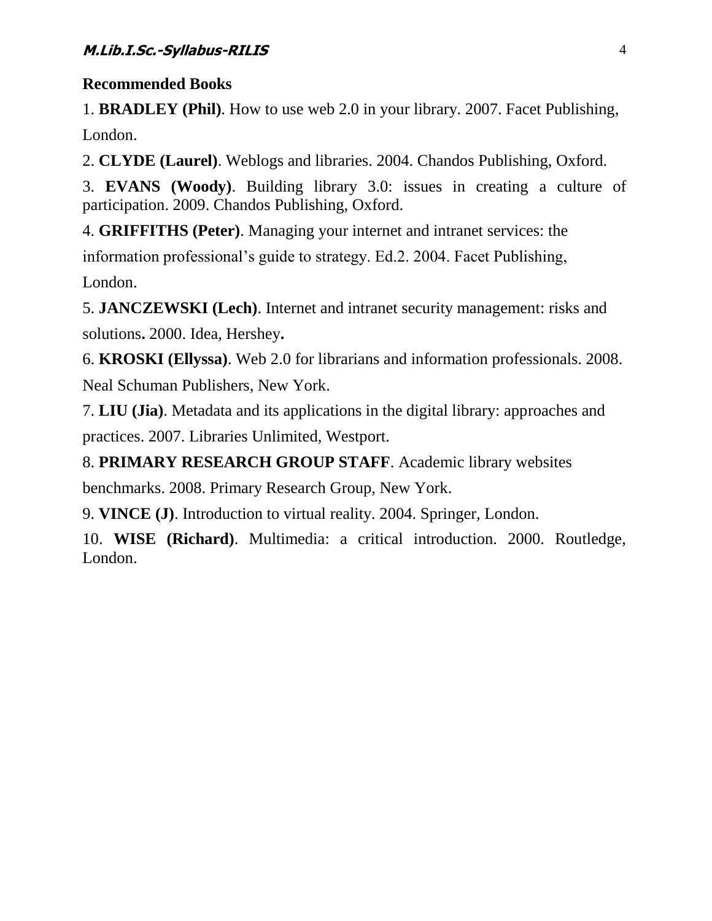**Recommended Books**

1. **BRADLEY (Phil)**. How to use web 2.0 in your library. 2007. Facet Publishing, London.

2. **CLYDE (Laurel)**. Weblogs and libraries. 2004. Chandos Publishing, Oxford.

3. **EVANS (Woody)**. Building library 3.0: issues in creating a culture of participation. 2009. Chandos Publishing, Oxford.

4. **GRIFFITHS (Peter)**. Managing your internet and intranet services: the information professional's guide to strategy. Ed.2. 2004. Facet Publishing, London.

5. **JANCZEWSKI (Lech)**. Internet and intranet security management: risks and solutions**.** 2000. Idea, Hershey**.**

6. **KROSKI (Ellyssa)**. Web 2.0 for librarians and information professionals. 2008. Neal Schuman Publishers, New York.

7. **LIU (Jia)**. Metadata and its applications in the digital library: approaches and practices. 2007. Libraries Unlimited, Westport.

8. **PRIMARY RESEARCH GROUP STAFF**. Academic library websites benchmarks. 2008. Primary Research Group, New York.

9. **VINCE (J)**. Introduction to virtual reality. 2004. Springer, London.

10. **WISE (Richard)**. Multimedia: a critical introduction. 2000. Routledge, London.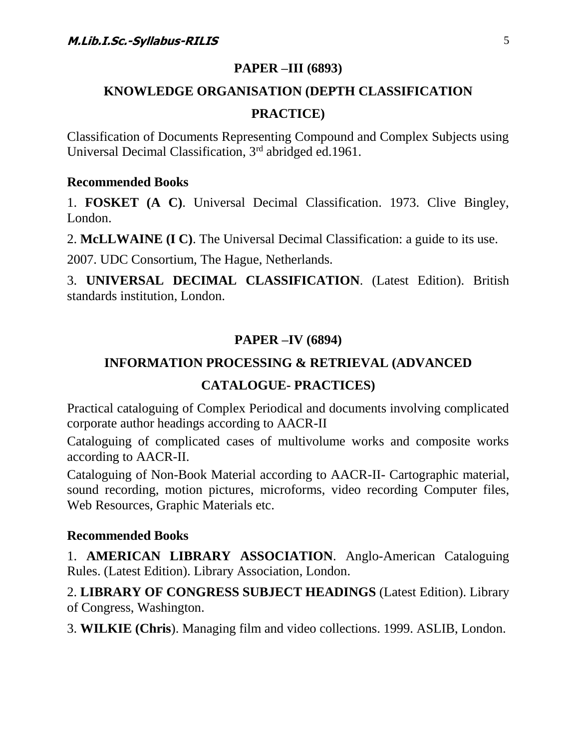## PAPER –III (6893)

## KNOWLEDGE ORGANISATION (DEPTH CLASSIFICATION PRACTICE)

Classification of Documents Representing Compound and Complex Subjects using Universal Decimal Classification, 3rd abridged ed.1961.

**Recommended Books**

1. **FOSKET (A C)**. Universal Decimal Classification. 1973. Clive Bingley, London.

2. **McLLWAINE (I C)**. The Universal Decimal Classification: a guide to its use. 2007. UDC Consortium, The Hague, Netherlands.

3. **UNIVERSAL DECIMAL CLASSIFICATION**. (Latest Edition). British standards institution, London.

## PAPER –IV (6894)

## INFORMATION PROCESSING & RETRIEVAL (ADVANCED CATALOGUE- PRACTICES)

Practical cataloguing of Complex Periodical and documents involving complicated corporate author headings according to AACR-II

Cataloguing of complicated cases of multivolume works and composite works according to AACR-II.

Cataloguing of Non-Book Material according to AACR-II- Cartographic material, sound recording, motion pictures, microforms, video recording Computer files, Web Resources, Graphic Materials etc.

**Recommended Books**

1. **AMERICAN LIBRARY ASSOCIATION**. Anglo-American Cataloguing Rules. (Latest Edition). Library Association, London.

2. **LIBRARY OF CONGRESS SUBJECT HEADINGS** (Latest Edition). Library of Congress, Washington.

3. **WILKIE (Chris**). Managing film and video collections. 1999. ASLIB, London.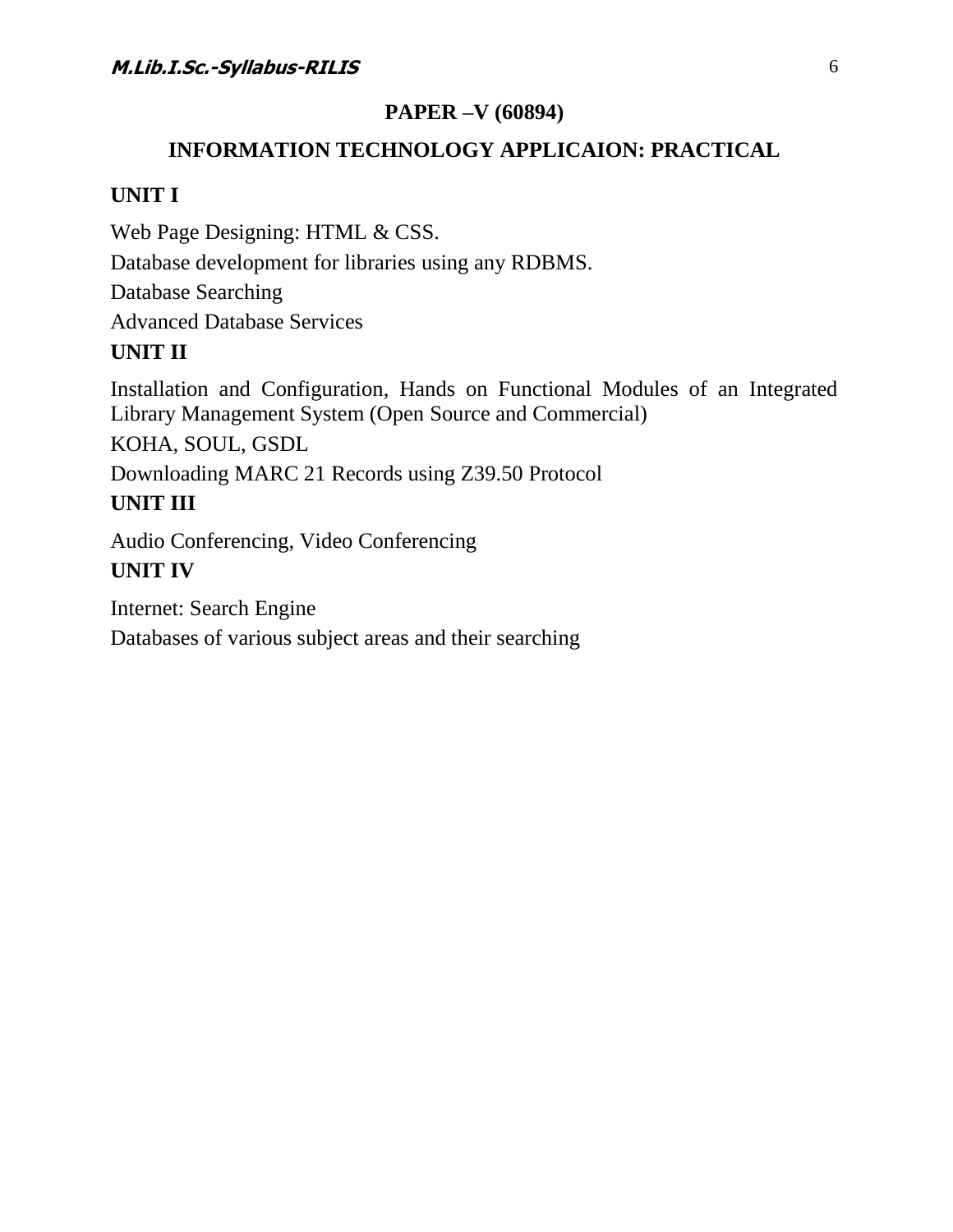## PAPER –V (60894)

## INFORMATION TECHNOLOGY APPLICAION: PRACTICAL

**UNIT I**

Web Page Designing: HTML & CSS.

Database development for libraries using any RDBMS.

Database Searching

Advanced Database Services

**UNIT II**

Installation and Configuration, Hands on Functional Modules of an Integrated Library Management System (Open Source and Commercial)

KOHA, SOUL, GSDL

Downloading MARC 21 Records using Z39.50 Protocol

**UNIT III**

Audio Conferencing, Video Conferencing

**UNIT IV**

Internet: Search Engine

Databases of various subject areas and their searching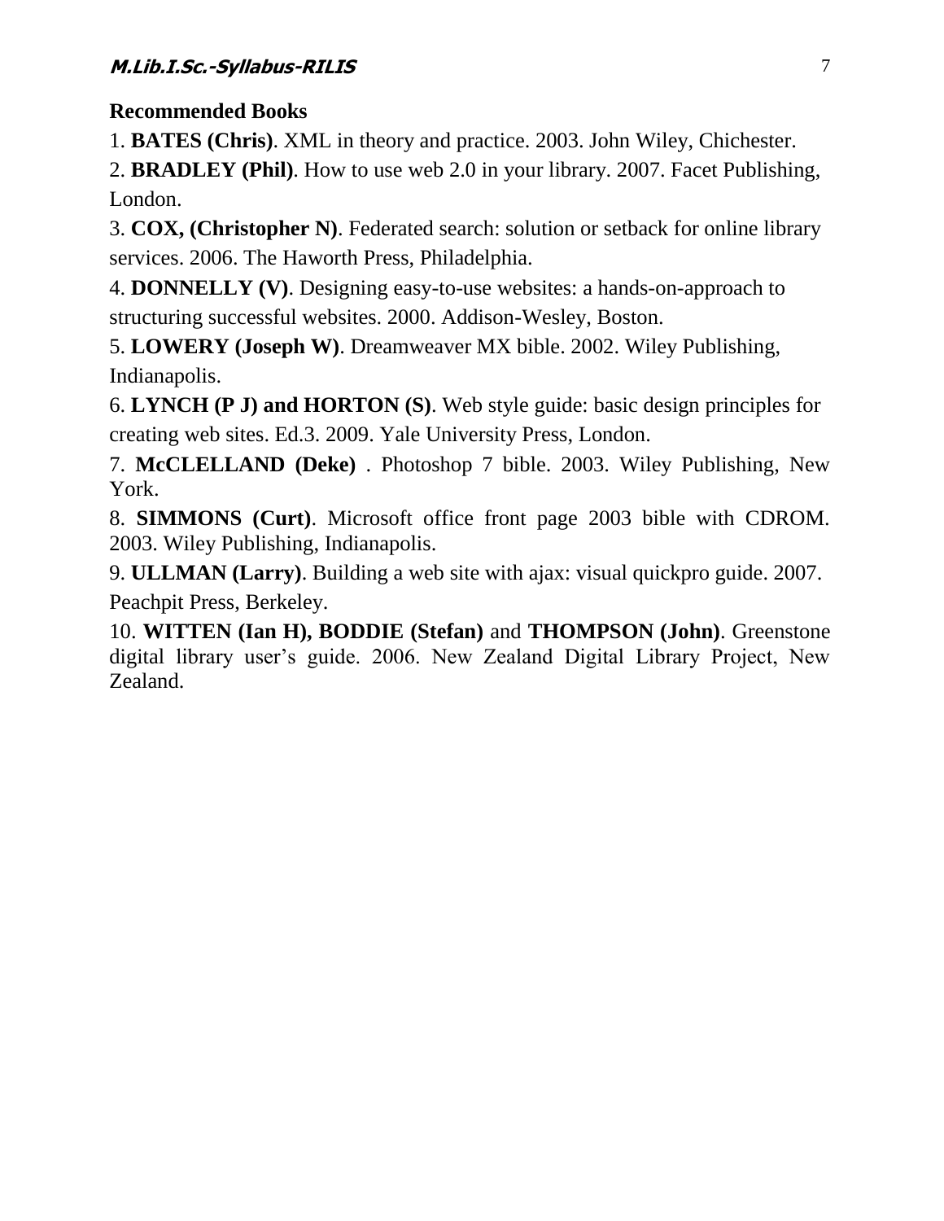**Recommended Books**

1. **BATES (Chris)**. XML in theory and practice. 2003. John Wiley, Chichester.
2. **BRADLEY (Phil)**. How to use web 2.0 in your library. 2007. Facet Publishing, London.
3. **COX, (Christopher N)**. Federated search: solution or setback for online library services. 2006. The Haworth Press, Philadelphia.
4. **DONNELLY (V)**. Designing easy-to-use websites: a hands-on-approach to structuring successful websites. 2000. Addison-Wesley, Boston.
5. **LOWERY (Joseph W)**. Dreamweaver MX bible. 2002. Wiley Publishing, Indianapolis.
6. **LYNCH (P J) and HORTON (S)**. Web style guide: basic design principles for creating web sites. Ed.3. 2009. Yale University Press, London.
7. **McCLELLAND (Deke)** . Photoshop 7 bible. 2003. Wiley Publishing, New York.
8. **SIMMONS (Curt)**. Microsoft office front page 2003 bible with CDROM. 2003. Wiley Publishing, Indianapolis.
9. **ULLMAN (Larry)**. Building a web site with ajax: visual quickpro guide. 2007. Peachpit Press, Berkeley.
10. **WITTEN (Ian H), BODDIE (Stefan)** and **THOMPSON (John)**. Greenstone digital library user's guide. 2006. New Zealand Digital Library Project, New Zealand.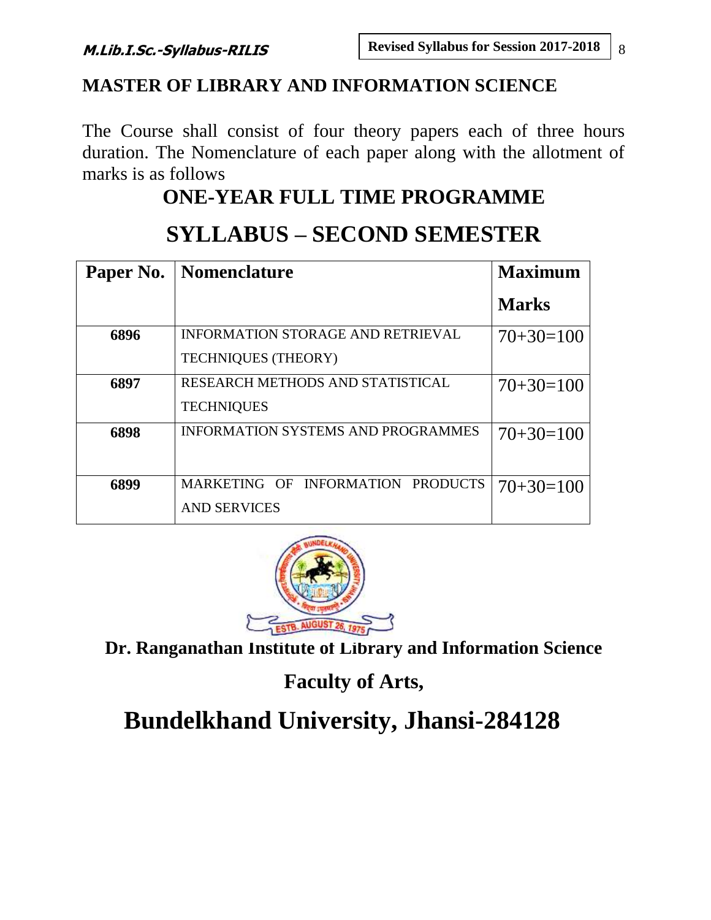# MASTER OF LIBRARY AND INFORMATION SCIENCE

The Course shall consist of four theory papers each of three hours duration. The Nomenclature of each paper along with the allotment of marks is as follows

## ONE-YEAR FULL TIME PROGRAMME

## SYLLABUS – SECOND SEMESTER

| Paper No. | Nomenclature | Maximum Marks |
|---|---|---|
| 6896 | INFORMATION STORAGE AND RETRIEVAL TECHNIQUES (THEORY) | 70+30=100 |
| 6897 | RESEARCH METHODS AND STATISTICAL TECHNIQUES | 70+30=100 |
| 6898 | INFORMATION SYSTEMS AND PROGRAMMES | 70+30=100 |
| 6899 | MARKETING OF INFORMATION PRODUCTS AND SERVICES | 70+30=100 |

**Dr. Ranganathan Institute of Library and Information Science**

**Faculty of Arts,**

# Bundelkhand University, Jhansi-284128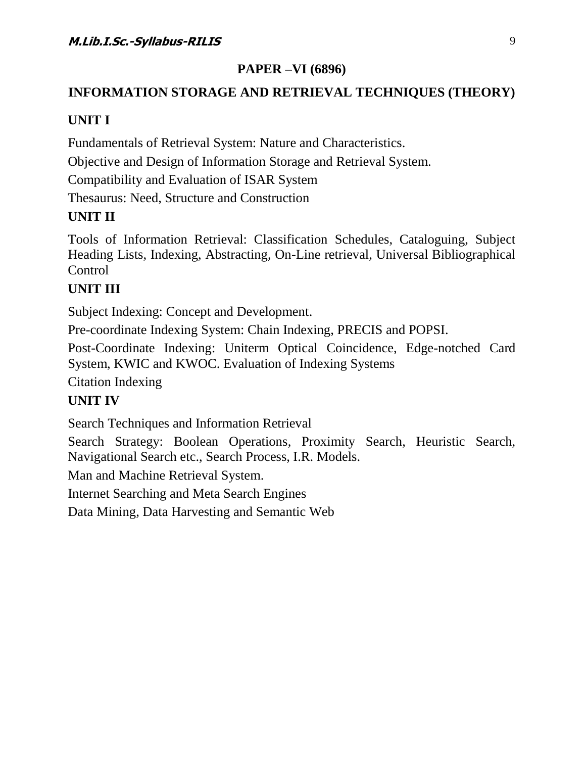## PAPER –VI (6896)

## INFORMATION STORAGE AND RETRIEVAL TECHNIQUES (THEORY)

### UNIT I

Fundamentals of Retrieval System: Nature and Characteristics.

Objective and Design of Information Storage and Retrieval System.

Compatibility and Evaluation of ISAR System

Thesaurus: Need, Structure and Construction

### UNIT II

Tools of Information Retrieval: Classification Schedules, Cataloguing, Subject Heading Lists, Indexing, Abstracting, On-Line retrieval, Universal Bibliographical Control

### UNIT III

Subject Indexing: Concept and Development.

Pre-coordinate Indexing System: Chain Indexing, PRECIS and POPSI.

Post-Coordinate Indexing: Uniterm Optical Coincidence, Edge-notched Card System, KWIC and KWOC. Evaluation of Indexing Systems

Citation Indexing

### UNIT IV

Search Techniques and Information Retrieval

Search Strategy: Boolean Operations, Proximity Search, Heuristic Search, Navigational Search etc., Search Process, I.R. Models.

Man and Machine Retrieval System.

Internet Searching and Meta Search Engines

Data Mining, Data Harvesting and Semantic Web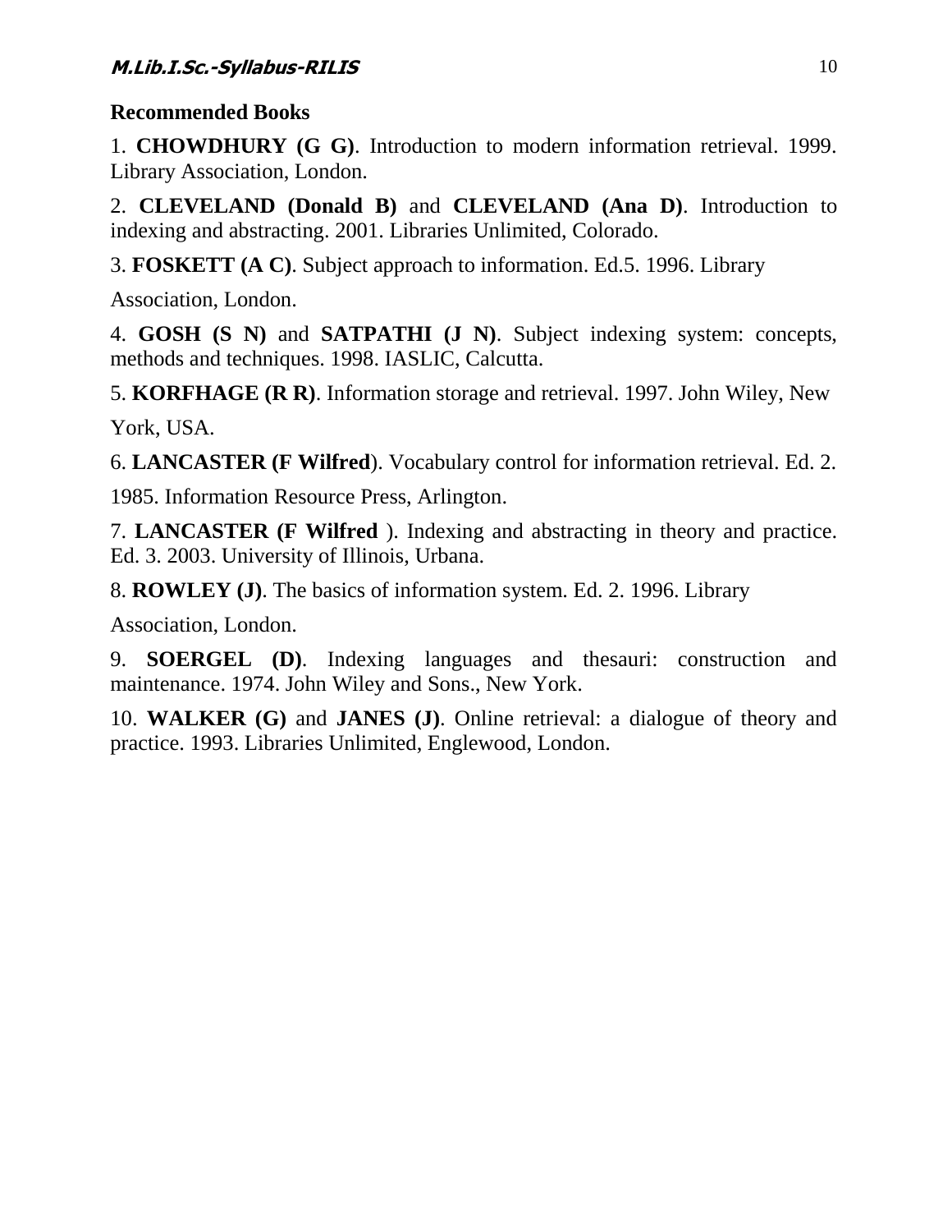**Recommended Books**

1. **CHOWDHURY (G G)**. Introduction to modern information retrieval. 1999. Library Association, London.

2. **CLEVELAND (Donald B)** and **CLEVELAND (Ana D)**. Introduction to indexing and abstracting. 2001. Libraries Unlimited, Colorado.

3. **FOSKETT (A C)**. Subject approach to information. Ed.5. 1996. Library Association, London.

4. **GOSH (S N)** and **SATPATHI (J N)**. Subject indexing system: concepts, methods and techniques. 1998. IASLIC, Calcutta.

5. **KORFHAGE (R R)**. Information storage and retrieval. 1997. John Wiley, New York, USA.

6. **LANCASTER (F Wilfred**). Vocabulary control for information retrieval. Ed. 2. 1985. Information Resource Press, Arlington.

7. **LANCASTER (F Wilfred** ). Indexing and abstracting in theory and practice. Ed. 3. 2003. University of Illinois, Urbana.

8. **ROWLEY (J)**. The basics of information system. Ed. 2. 1996. Library Association, London.

9. **SOERGEL (D)**. Indexing languages and thesauri: construction and maintenance. 1974. John Wiley and Sons., New York.

10. **WALKER (G)** and **JANES (J)**. Online retrieval: a dialogue of theory and practice. 1993. Libraries Unlimited, Englewood, London.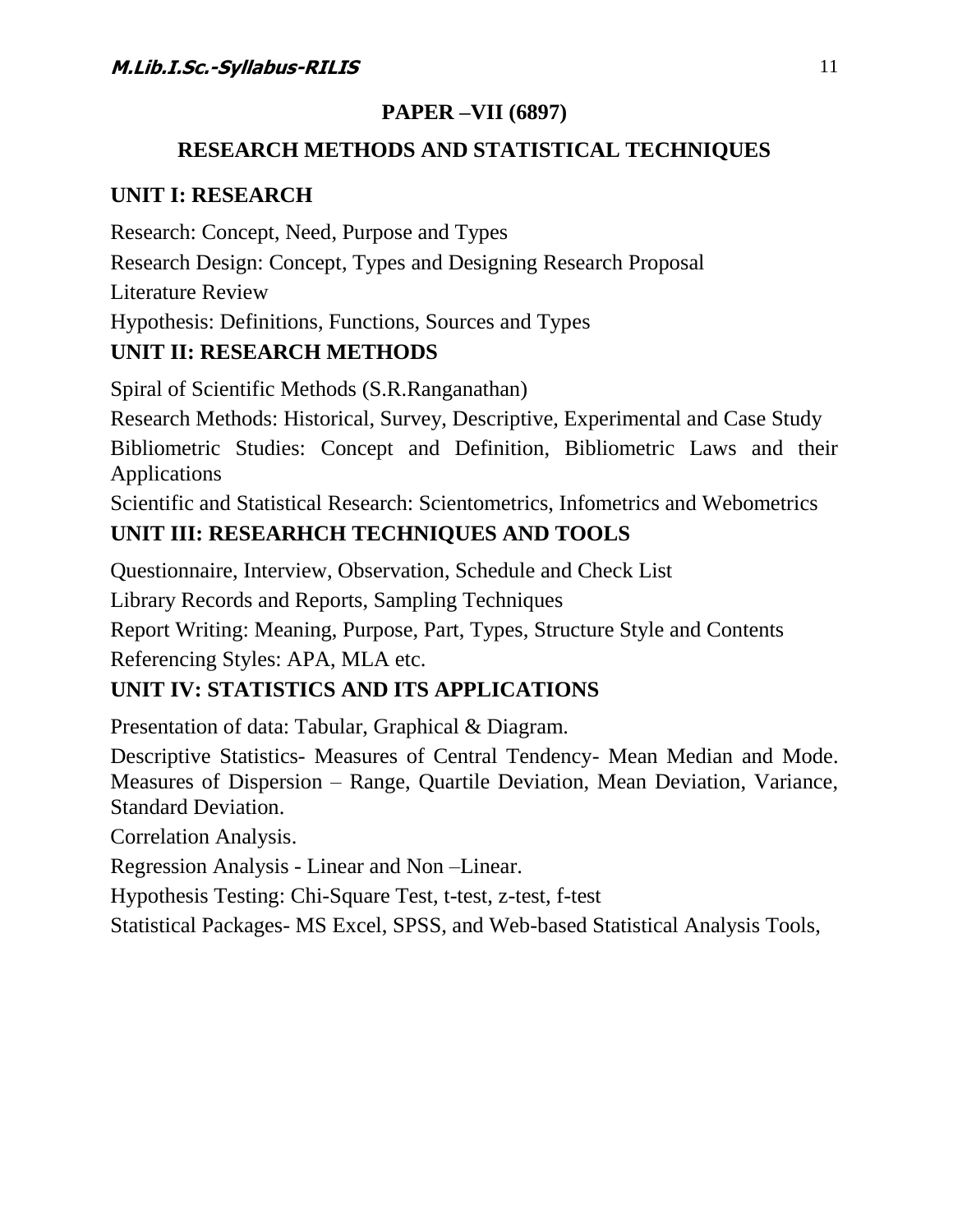## PAPER –VII (6897)

## RESEARCH METHODS AND STATISTICAL TECHNIQUES

### UNIT I: RESEARCH

Research: Concept, Need, Purpose and Types

Research Design: Concept, Types and Designing Research Proposal

Literature Review

Hypothesis: Definitions, Functions, Sources and Types

### UNIT II: RESEARCH METHODS

Spiral of Scientific Methods (S.R.Ranganathan)

Research Methods: Historical, Survey, Descriptive, Experimental and Case Study

Bibliometric Studies: Concept and Definition, Bibliometric Laws and their Applications

Scientific and Statistical Research: Scientometrics, Infometrics and Webometrics

### UNIT III: RESEARHCH TECHNIQUES AND TOOLS

Questionnaire, Interview, Observation, Schedule and Check List

Library Records and Reports, Sampling Techniques

Report Writing: Meaning, Purpose, Part, Types, Structure Style and Contents

Referencing Styles: APA, MLA etc.

### UNIT IV: STATISTICS AND ITS APPLICATIONS

Presentation of data: Tabular, Graphical & Diagram.

Descriptive Statistics- Measures of Central Tendency- Mean Median and Mode. Measures of Dispersion – Range, Quartile Deviation, Mean Deviation, Variance, Standard Deviation.

Correlation Analysis.

Regression Analysis - Linear and Non –Linear.

Hypothesis Testing: Chi-Square Test, t-test, z-test, f-test

Statistical Packages- MS Excel, SPSS, and Web-based Statistical Analysis Tools,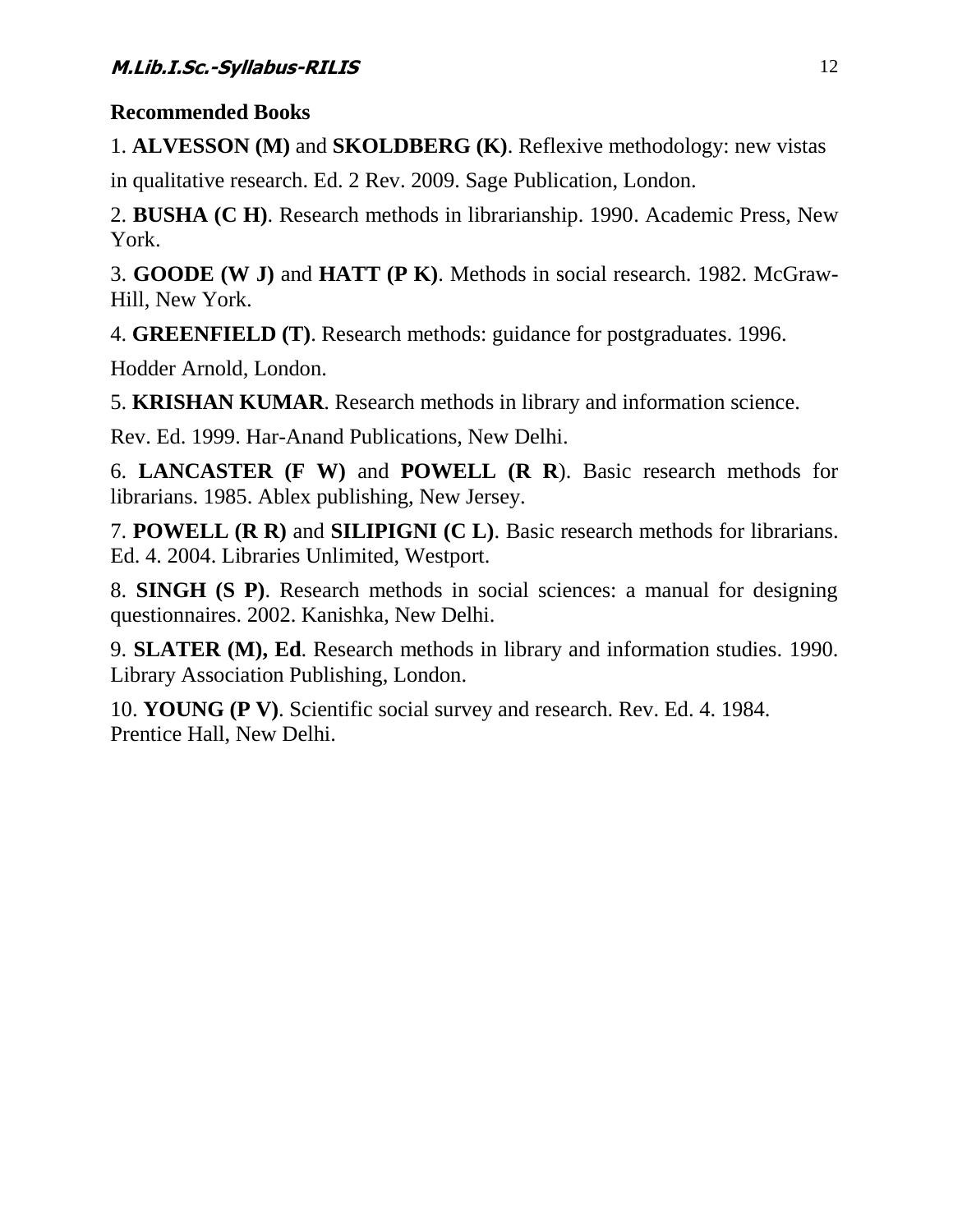**Recommended Books**

1. **ALVESSON (M)** and **SKOLDBERG (K)**. Reflexive methodology: new vistas in qualitative research. Ed. 2 Rev. 2009. Sage Publication, London.

2. **BUSHA (C H)**. Research methods in librarianship. 1990. Academic Press, New York.

3. **GOODE (W J)** and **HATT (P K)**. Methods in social research. 1982. McGraw-Hill, New York.

4. **GREENFIELD (T)**. Research methods: guidance for postgraduates. 1996. Hodder Arnold, London.

5. **KRISHAN KUMAR**. Research methods in library and information science. Rev. Ed. 1999. Har-Anand Publications, New Delhi.

6. **LANCASTER (F W)** and **POWELL (R R**). Basic research methods for librarians. 1985. Ablex publishing, New Jersey.

7. **POWELL (R R)** and **SILIPIGNI (C L)**. Basic research methods for librarians. Ed. 4. 2004. Libraries Unlimited, Westport.

8. **SINGH (S P)**. Research methods in social sciences: a manual for designing questionnaires. 2002. Kanishka, New Delhi.

9. **SLATER (M), Ed**. Research methods in library and information studies. 1990. Library Association Publishing, London.

10. **YOUNG (P V)**. Scientific social survey and research. Rev. Ed. 4. 1984. Prentice Hall, New Delhi.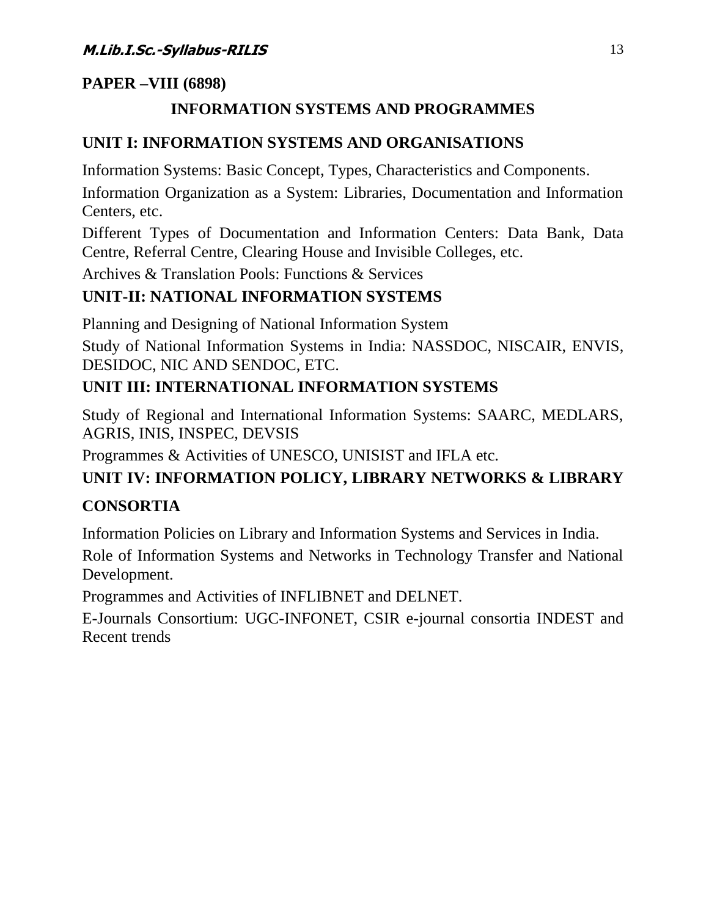## PAPER –VIII (6898)

### INFORMATION SYSTEMS AND PROGRAMMES

### UNIT I: INFORMATION SYSTEMS AND ORGANISATIONS

Information Systems: Basic Concept, Types, Characteristics and Components.

Information Organization as a System: Libraries, Documentation and Information Centers, etc.

Different Types of Documentation and Information Centers: Data Bank, Data Centre, Referral Centre, Clearing House and Invisible Colleges, etc.

Archives & Translation Pools: Functions & Services

### UNIT-II: NATIONAL INFORMATION SYSTEMS

Planning and Designing of National Information System

Study of National Information Systems in India: NASSDOC, NISCAIR, ENVIS, DESIDOC, NIC AND SENDOC, ETC.

### UNIT III: INTERNATIONAL INFORMATION SYSTEMS

Study of Regional and International Information Systems: SAARC, MEDLARS, AGRIS, INIS, INSPEC, DEVSIS

Programmes & Activities of UNESCO, UNISIST and IFLA etc.

### UNIT IV: INFORMATION POLICY, LIBRARY NETWORKS & LIBRARY CONSORTIA

Information Policies on Library and Information Systems and Services in India.

Role of Information Systems and Networks in Technology Transfer and National Development.

Programmes and Activities of INFLIBNET and DELNET.

E-Journals Consortium: UGC-INFONET, CSIR e-journal consortia INDEST and Recent trends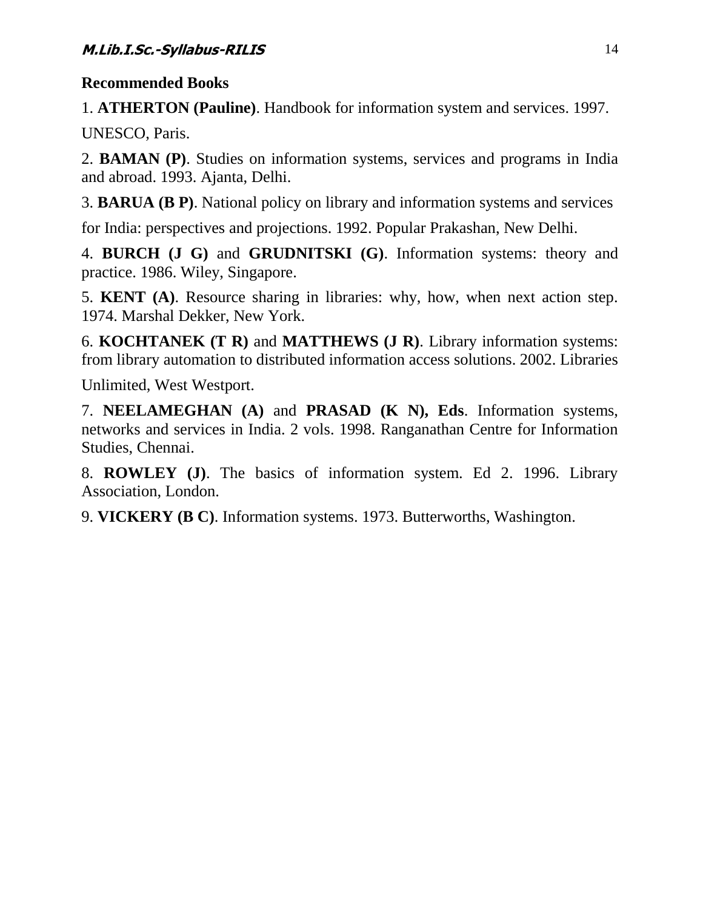**Recommended Books**

1. **ATHERTON (Pauline)**. Handbook for information system and services. 1997. UNESCO, Paris.

2. **BAMAN (P)**. Studies on information systems, services and programs in India and abroad. 1993. Ajanta, Delhi.

3. **BARUA (B P)**. National policy on library and information systems and services for India: perspectives and projections. 1992. Popular Prakashan, New Delhi.

4. **BURCH (J G)** and **GRUDNITSKI (G)**. Information systems: theory and practice. 1986. Wiley, Singapore.

5. **KENT (A)**. Resource sharing in libraries: why, how, when next action step. 1974. Marshal Dekker, New York.

6. **KOCHTANEK (T R)** and **MATTHEWS (J R)**. Library information systems: from library automation to distributed information access solutions. 2002. Libraries Unlimited, West Westport.

7. **NEELAMEGHAN (A)** and **PRASAD (K N), Eds**. Information systems, networks and services in India. 2 vols. 1998. Ranganathan Centre for Information Studies, Chennai.

8. **ROWLEY (J)**. The basics of information system. Ed 2. 1996. Library Association, London.

9. **VICKERY (B C)**. Information systems. 1973. Butterworths, Washington.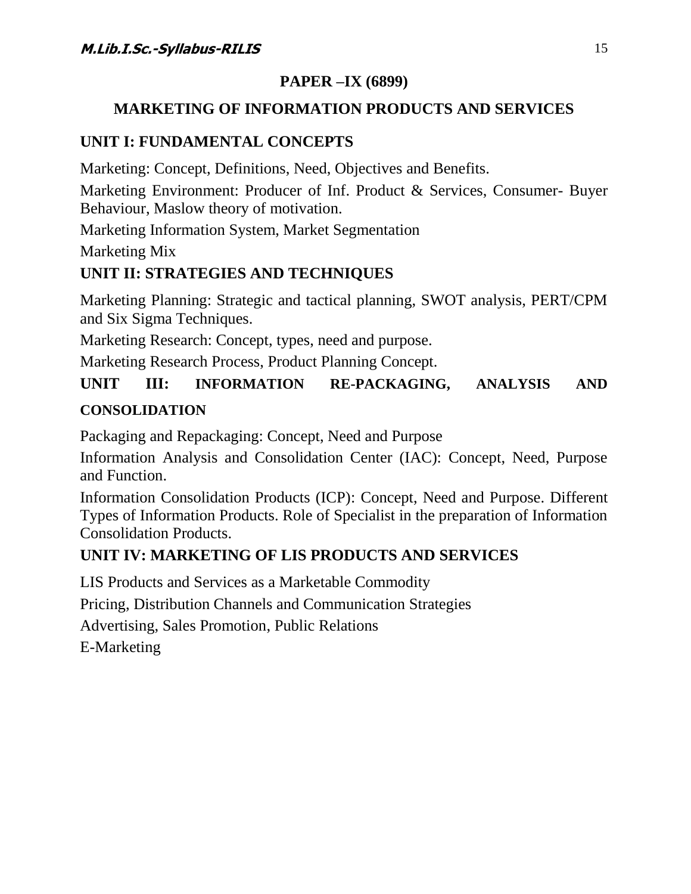## PAPER –IX (6899)

## MARKETING OF INFORMATION PRODUCTS AND SERVICES

### UNIT I: FUNDAMENTAL CONCEPTS

Marketing: Concept, Definitions, Need, Objectives and Benefits.

Marketing Environment: Producer of Inf. Product & Services, Consumer- Buyer Behaviour, Maslow theory of motivation.

Marketing Information System, Market Segmentation

Marketing Mix

### UNIT II: STRATEGIES AND TECHNIQUES

Marketing Planning: Strategic and tactical planning, SWOT analysis, PERT/CPM and Six Sigma Techniques.

Marketing Research: Concept, types, need and purpose.

Marketing Research Process, Product Planning Concept.

### UNIT III: INFORMATION RE-PACKAGING, ANALYSIS AND CONSOLIDATION

Packaging and Repackaging: Concept, Need and Purpose

Information Analysis and Consolidation Center (IAC): Concept, Need, Purpose and Function.

Information Consolidation Products (ICP): Concept, Need and Purpose. Different Types of Information Products. Role of Specialist in the preparation of Information Consolidation Products.

### UNIT IV: MARKETING OF LIS PRODUCTS AND SERVICES

LIS Products and Services as a Marketable Commodity

Pricing, Distribution Channels and Communication Strategies

Advertising, Sales Promotion, Public Relations

E-Marketing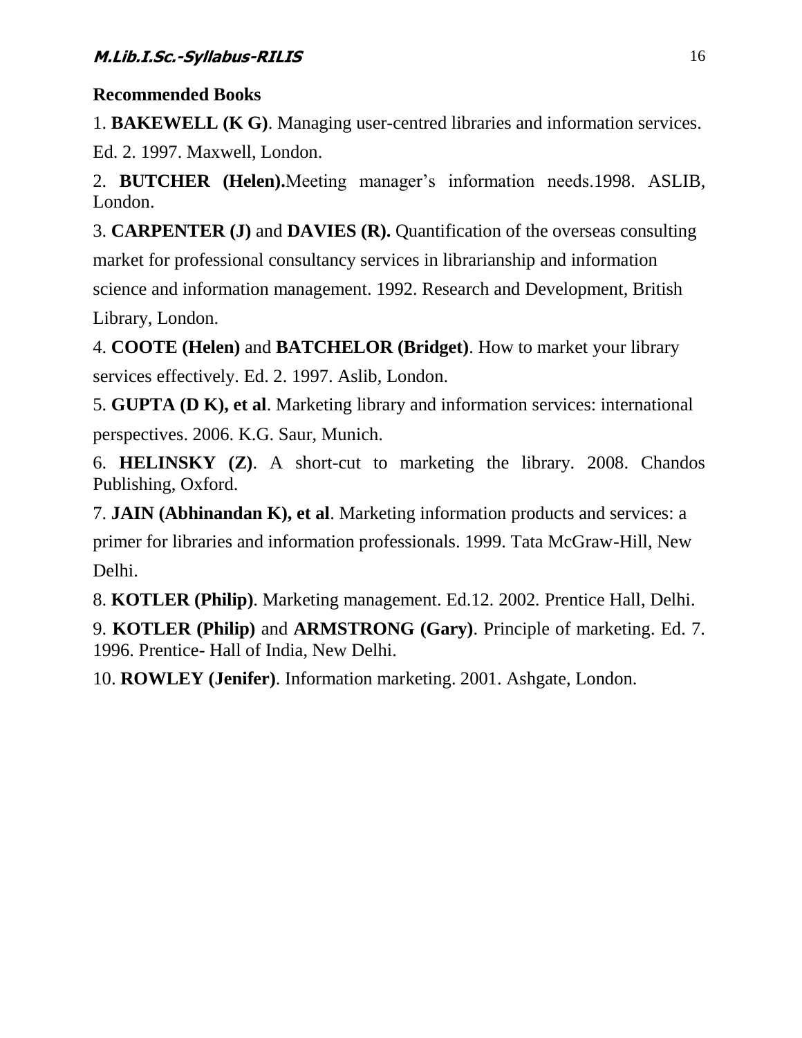**Recommended Books**

1. **BAKEWELL (K G)**. Managing user-centred libraries and information services. Ed. 2. 1997. Maxwell, London.

2. **BUTCHER (Helen).**Meeting manager's information needs.1998. ASLIB, London.

3. **CARPENTER (J)** and **DAVIES (R).** Quantification of the overseas consulting market for professional consultancy services in librarianship and information science and information management. 1992. Research and Development, British Library, London.

4. **COOTE (Helen)** and **BATCHELOR (Bridget)**. How to market your library services effectively. Ed. 2. 1997. Aslib, London.

5. **GUPTA (D K), et al**. Marketing library and information services: international perspectives. 2006. K.G. Saur, Munich.

6. **HELINSKY (Z)**. A short-cut to marketing the library. 2008. Chandos Publishing, Oxford.

7. **JAIN (Abhinandan K), et al**. Marketing information products and services: a primer for libraries and information professionals. 1999. Tata McGraw-Hill, New Delhi.

8. **KOTLER (Philip)**. Marketing management. Ed.12. 2002. Prentice Hall, Delhi.

9. **KOTLER (Philip)** and **ARMSTRONG (Gary)**. Principle of marketing. Ed. 7. 1996. Prentice- Hall of India, New Delhi.

10. **ROWLEY (Jenifer)**. Information marketing. 2001. Ashgate, London.